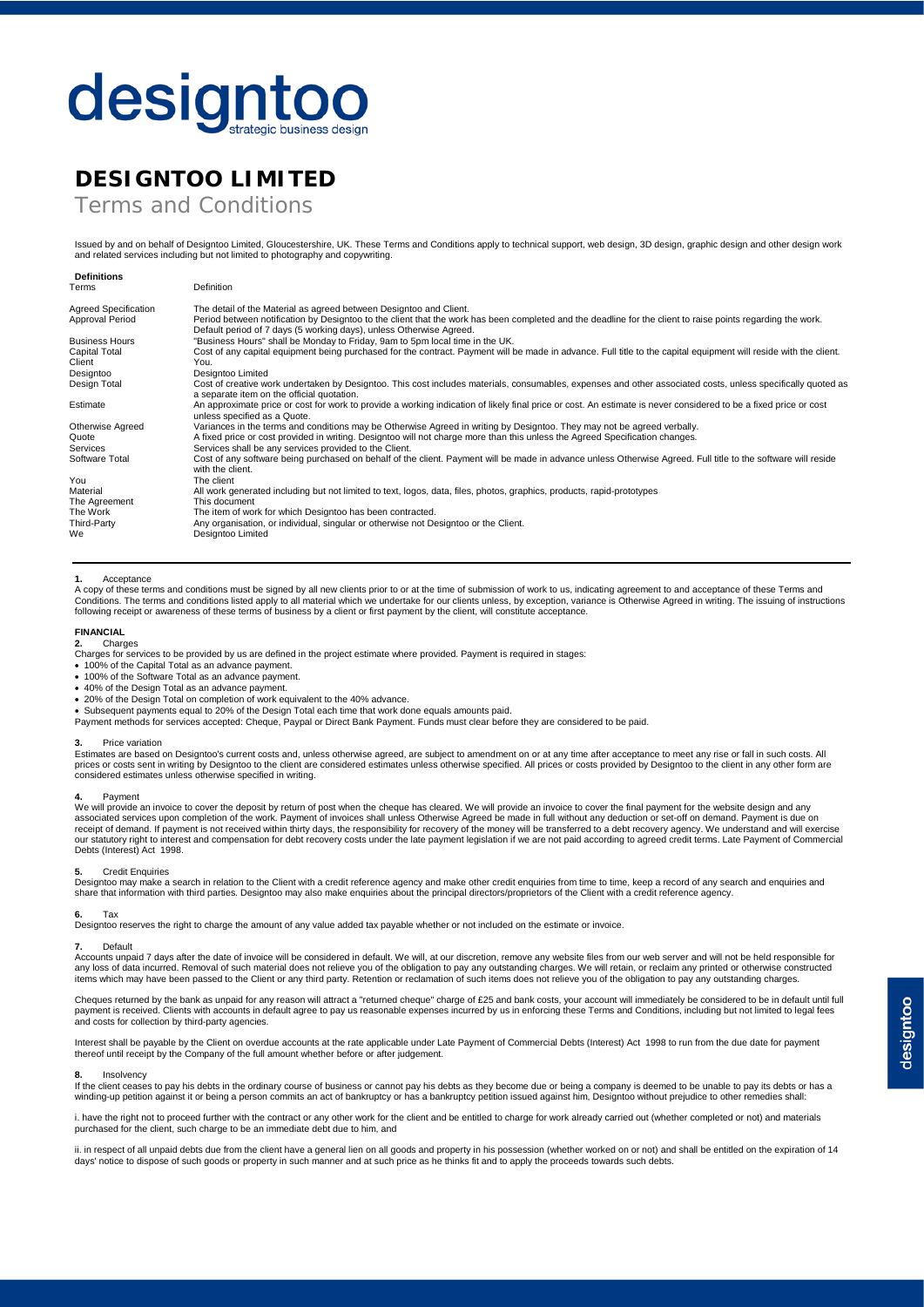# designtoo

strategic business design

# DESIGNTOO LIMITED

## Terms and Conditions

Issued by and on behalf of Designtoo Limited, Gloucestershire, UK. These Terms and Conditions apply to technical support, web design, 3D design, graphic design and other design work and related services including but not limited to photography and copywriting.

**Definitions**

| Terms | Definition |
|---|---|
| Agreed Specification | The detail of the Material as agreed between Designtoo and Client. |
| Approval Period | Period between notification by Designtoo to the client that the work has been completed and the deadline for the client to raise points regarding the work. Default period of 7 days (5 working days), unless Otherwise Agreed. |
| Business Hours | "Business Hours" shall be Monday to Friday, 9am to 5pm local time in the UK. |
| Capital Total | Cost of any capital equipment being purchased for the contract. Payment will be made in advance. Full title to the capital equipment will reside with the client. |
| Client | You. |
| Designtoo | Designtoo Limited |
| Design Total | Cost of creative work undertaken by Designtoo. This cost includes materials, consumables, expenses and other associated costs, unless specifically quoted as a separate item on the official quotation. |
| Estimate | An approximate price or cost for work to provide a working indication of likely final price or cost. An estimate is never considered to be a fixed price or cost unless specified as a Quote. |
| Otherwise Agreed | Variances in the terms and conditions may be Otherwise Agreed in writing by Designtoo. They may not be agreed verbally. |
| Quote | A fixed price or cost provided in writing. Designtoo will not charge more than this unless the Agreed Specification changes. |
| Services | Services shall be any services provided to the Client. |
| Software Total | Cost of any software being purchased on behalf of the client. Payment will be made in advance unless Otherwise Agreed. Full title to the software will reside with the client. |
| You | The client |
| Material | All work generated including but not limited to text, logos, data, files, photos, graphics, products, rapid-prototypes |
| The Agreement | This document |
| The Work | The item of work for which Designtoo has been contracted. |
| Third-Party | Any organisation, or individual, singular or otherwise not Designtoo or the Client. |
| We | Designtoo Limited |

**1.** Acceptance

A copy of these terms and conditions must be signed by all new clients prior to or at the time of submission of work to us, indicating agreement to and acceptance of these Terms and Conditions. The terms and conditions listed apply to all material which we undertake for our clients unless, by exception, variance is Otherwise Agreed in writing. The issuing of instructions following receipt or awareness of these terms of business by a client or first payment by the client, will constitute acceptance.

**FINANCIAL**

**2.** Charges

Charges for services to be provided by us are defined in the project estimate where provided. Payment is required in stages:

- 100% of the Capital Total as an advance payment.
- 100% of the Software Total as an advance payment.
- 40% of the Design Total as an advance payment.
- 20% of the Design Total on completion of work equivalent to the 40% advance.
- Subsequent payments equal to 20% of the Design Total each time that work done equals amounts paid.

Payment methods for services accepted: Cheque, Paypal or Direct Bank Payment. Funds must clear before they are considered to be paid.

**3.** Price variation

Estimates are based on Designtoo's current costs and, unless otherwise agreed, are subject to amendment on or at any time after acceptance to meet any rise or fall in such costs. All prices or costs sent in writing by Designtoo to the client are considered estimates unless otherwise specified. All prices or costs provided by Designtoo to the client in any other form are considered estimates unless otherwise specified in writing.

**4.** Payment

We will provide an invoice to cover the deposit by return of post when the cheque has cleared. We will provide an invoice to cover the final payment for the website design and any associated services upon completion of the work. Payment of invoices shall unless Otherwise Agreed be made in full without any deduction or set-off on demand. Payment is due on receipt of demand. If payment is not received within thirty days, the responsibility for recovery of the money will be transferred to a debt recovery agency. We understand and will exercise our statutory right to interest and compensation for debt recovery costs under the late payment legislation if we are not paid according to agreed credit terms. Late Payment of Commercial Debts (Interest) Act 1998.

**5.** Credit Enquiries

Designtoo may make a search in relation to the Client with a credit reference agency and make other credit enquiries from time to time, keep a record of any search and enquiries and share that information with third parties. Designtoo may also make enquiries about the principal directors/proprietors of the Client with a credit reference agency.

**6.** Tax

Designtoo reserves the right to charge the amount of any value added tax payable whether or not included on the estimate or invoice.

**7.** Default

Accounts unpaid 7 days after the date of invoice will be considered in default. We will, at our discretion, remove any website files from our web server and will not be held responsible for any loss of data incurred. Removal of such material does not relieve you of the obligation to pay any outstanding charges. We will retain, or reclaim any printed or otherwise constructed items which may have been passed to the Client or any third party. Retention or reclamation of such items does not relieve you of the obligation to pay any outstanding charges.

Cheques returned by the bank as unpaid for any reason will attract a "returned cheque" charge of £25 and bank costs, your account will immediately be considered to be in default until full payment is received. Clients with accounts in default agree to pay us reasonable expenses incurred by us in enforcing these Terms and Conditions, including but not limited to legal fees and costs for collection by third-party agencies.

Interest shall be payable by the Client on overdue accounts at the rate applicable under Late Payment of Commercial Debts (Interest) Act 1998 to run from the due date for payment thereof until receipt by the Company of the full amount whether before or after judgement.

**8.** Insolvency

If the client ceases to pay his debts in the ordinary course of business or cannot pay his debts as they become due or being a company is deemed to be unable to pay its debts or has a winding-up petition against it or being a person commits an act of bankruptcy or has a bankruptcy petition issued against him, Designtoo without prejudice to other remedies shall:

i. have the right not to proceed further with the contract or any other work for the client and be entitled to charge for work already carried out (whether completed or not) and materials purchased for the client, such charge to be an immediate debt due to him, and

ii. in respect of all unpaid debts due from the client have a general lien on all goods and property in his possession (whether worked on or not) and shall be entitled on the expiration of 14 days' notice to dispose of such goods or property in such manner and at such price as he thinks fit and to apply the proceeds towards such debts.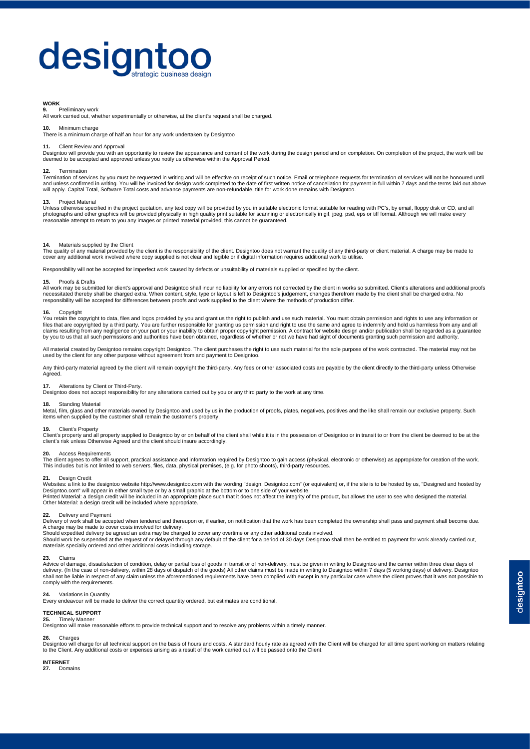## WORK

**9.** Preliminary work

All work carried out, whether experimentally or otherwise, at the client's request shall be charged.

**10.** Minimum charge

There is a minimum charge of half an hour for any work undertaken by Designtoo

**11.** Client Review and Approval

Designtoo will provide you with an opportunity to review the appearance and content of the work during the design period and on completion. On completion of the project, the work will be deemed to be accepted and approved unless you notify us otherwise within the Approval Period.

**12.** Termination

Termination of services by you must be requested in writing and will be effective on receipt of such notice. Email or telephone requests for termination of services will not be honoured until and unless confirmed in writing. You will be invoiced for design work completed to the date of first written notice of cancellation for payment in full within 7 days and the terms laid out above will apply. Capital Total, Software Total costs and advance payments are non-refundable, title for work done remains with Designtoo.

**13.** Project Material

Unless otherwise specified in the project quotation, any text copy will be provided by you in suitable electronic format suitable for reading with PC's, by email, floppy disk or CD, and all photographs and other graphics will be provided physically in high quality print suitable for scanning or electronically in gif, jpeg, psd, eps or tiff format. Although we will make every reasonable attempt to return to you any images or printed material provided, this cannot be guaranteed.

**14.** Materials supplied by the Client

The quality of any material provided by the client is the responsibility of the client. Designtoo does not warrant the quality of any third-party or client material. A charge may be made to cover any additional work involved where copy supplied is not clear and legible or if digital information requires additional work to utilise.

Responsibility will not be accepted for imperfect work caused by defects or unsuitability of materials supplied or specified by the client.

**15.** Proofs & Drafts

All work may be submitted for client's approval and Designtoo shall incur no liability for any errors not corrected by the client in works so submitted. Client's alterations and additional proofs necessitated thereby shall be charged extra. When content, style, type or layout is left to Designtoo's judgement, changes therefrom made by the client shall be charged extra. No responsibility will be accepted for differences between proofs and work supplied to the client where the methods of production differ.

**16.** Copyright

You retain the copyright to data, files and logos provided by you and grant us the right to publish and use such material. You must obtain permission and rights to use any information or files that are copyrighted by a third party. You are further responsible for granting us permission and right to use the same and agree to indemnify and hold us harmless from any and all claims resulting from any negligence on your part or your inability to obtain proper copyright permission. A contract for website design and/or publication shall be regarded as a guarantee by you to us that all such permissions and authorities have been obtained, regardless of whether or not we have had sight of documents granting such permission and authority.

All material created by Designtoo remains copyright Designtoo. The client purchases the right to use such material for the sole purpose of the work contracted. The material may not be used by the client for any other purpose without agreement from and payment to Designtoo.

Any third-party material agreed by the client will remain copyright the third-party. Any fees or other associated costs are payable by the client directly to the third-party unless Otherwise Agreed.

**17.** Alterations by Client or Third-Party.

Designtoo does not accept responsibility for any alterations carried out by you or any third party to the work at any time.

**18.** Standing Material

Metal, film, glass and other materials owned by Designtoo and used by us in the production of proofs, plates, negatives, positives and the like shall remain our exclusive property. Such items when supplied by the customer shall remain the customer's property.

**19.** Client's Property

Client's property and all property supplied to Designtoo by or on behalf of the client shall while it is in the possession of Designtoo or in transit to or from the client be deemed to be at the client's risk unless Otherwise Agreed and the client should insure accordingly.

**20.** Access Requirements

The client agrees to offer all support, practical assistance and information required by Designtoo to gain access (physical, electronic or otherwise) as appropriate for creation of the work. This includes but is not limited to web servers, files, data, physical premises, (e.g. for photo shoots), third-party resources.

**21.** Design Credit

Websites: a link to the designtoo website http://www.designtoo.com with the wording "design: Designtoo.com" (or equivalent) or, if the site is to be hosted by us, "Designed and hosted by Designtoo.com" will appear in either small type or by a small graphic at the bottom or to one side of your website.

Printed Material: a design credit will be included in an appropriate place such that it does not affect the integrity of the product, but allows the user to see who designed the material.

Other Material: a design credit will be included where appropriate.

**22.** Delivery and Payment

Delivery of work shall be accepted when tendered and thereupon or, if earlier, on notification that the work has been completed the ownership shall pass and payment shall become due.

A charge may be made to cover costs involved for delivery.

Should expedited delivery be agreed an extra may be charged to cover any overtime or any other additional costs involved.

Should work be suspended at the request of or delayed through any default of the client for a period of 30 days Designtoo shall then be entitled to payment for work already carried out, materials specially ordered and other additional costs including storage.

**23.** Claims

Advice of damage, dissatisfaction of condition, delay or partial loss of goods in transit or of non-delivery, must be given in writing to Designtoo and the carrier within three clear days of delivery. (In the case of non-delivery, within 28 days of dispatch of the goods) All other claims must be made in writing to Designtoo within 7 days (5 working days) of delivery. Designtoo shall not be liable in respect of any claim unless the aforementioned requirements have been complied with except in any particular case where the client proves that it was not possible to comply with the requirements.

**24.** Variations in Quantity

Every endeavour will be made to deliver the correct quantity ordered, but estimates are conditional.

## TECHNICAL SUPPORT

**25.** Timely Manner

Designtoo will make reasonable efforts to provide technical support and to resolve any problems within a timely manner.

**26.** Charges

Designtoo will charge for all technical support on the basis of hours and costs. A standard hourly rate as agreed with the Client will be charged for all time spent working on matters relating to the Client. Any additional costs or expenses arising as a result of the work carried out will be passed onto the Client.

## INTERNET

**27.** Domains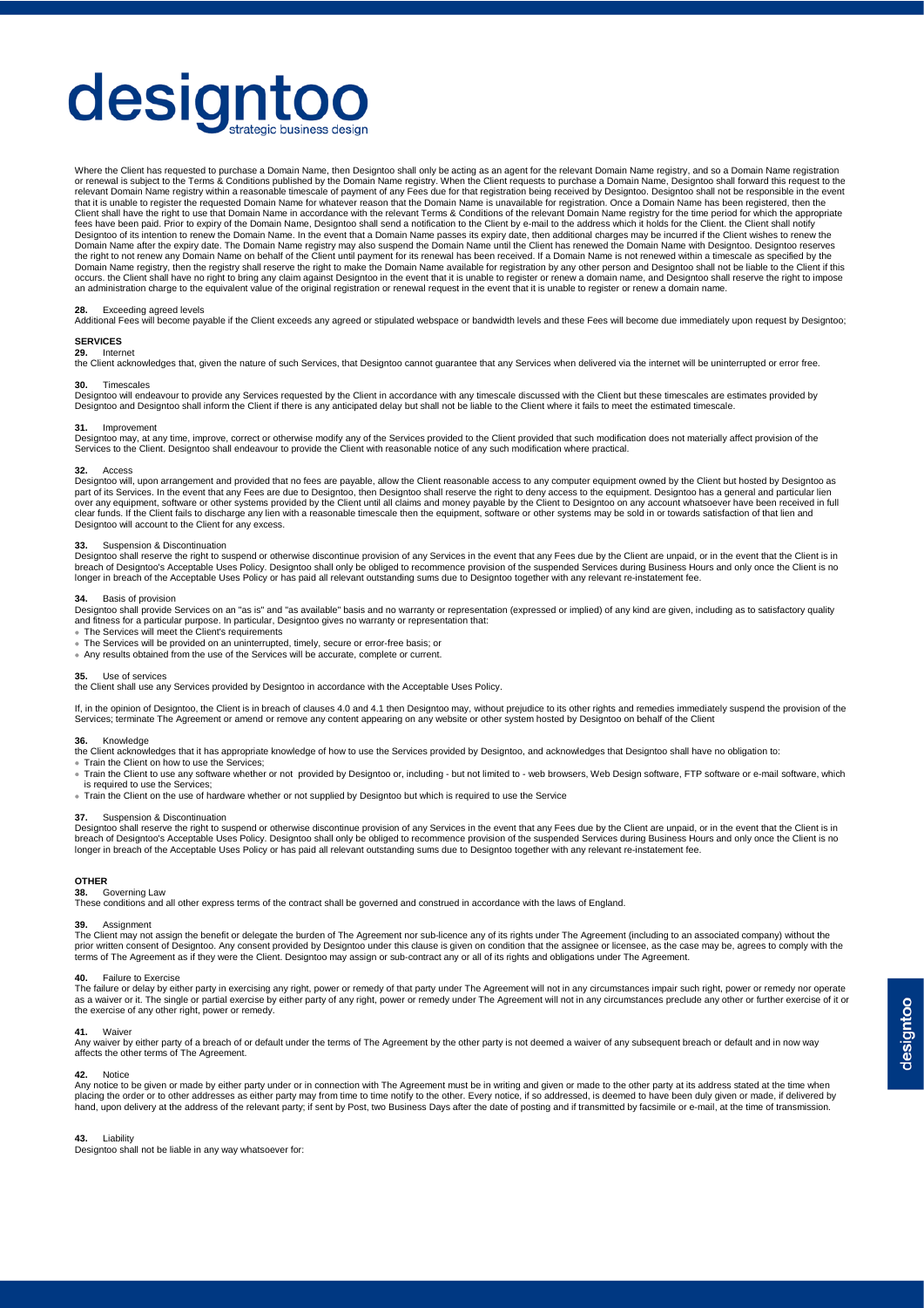Where the Client has requested to purchase a Domain Name, then Designtoo shall only be acting as an agent for the relevant Domain Name registry, and so a Domain Name registration or renewal is subject to the Terms & Conditions published by the Domain Name registry. When the Client requests to purchase a Domain Name, Designtoo shall forward this request to the relevant Domain Name registry within a reasonable timescale of payment of any Fees due for that registration being received by Designtoo. Designtoo shall not be responsible in the event that it is unable to register the requested Domain Name for whatever reason that the Domain Name is unavailable for registration. Once a Domain Name has been registered, then the Client shall have the right to use that Domain Name in accordance with the relevant Terms & Conditions of the relevant Domain Name registry for the time period for which the appropriate fees have been paid. Prior to expiry of the Domain Name, Designtoo shall send a notification to the Client by e-mail to the address which it holds for the Client. the Client shall notify Designtoo of its intention to renew the Domain Name. In the event that a Domain Name passes its expiry date, then additional charges may be incurred if the Client wishes to renew the Domain Name after the expiry date. The Domain Name registry may also suspend the Domain Name until the Client has renewed the Domain Name with Designtoo. Designtoo reserves the right to not renew any Domain Name on behalf of the Client until payment for its renewal has been received. If a Domain Name is not renewed within a timescale as specified by the Domain Name registry, then the registry shall reserve the right to make the Domain Name available for registration by any other person and Designtoo shall not be liable to the Client if this occurs. the Client shall have no right to bring any claim against Designtoo in the event that it is unable to register or renew a domain name, and Designtoo shall reserve the right to impose an administration charge to the equivalent value of the original registration or renewal request in the event that it is unable to register or renew a domain name.

**28.** Exceeding agreed levels
Additional Fees will become payable if the Client exceeds any agreed or stipulated webspace or bandwidth levels and these Fees will become due immediately upon request by Designtoo;

## SERVICES

**29.** Internet
the Client acknowledges that, given the nature of such Services, that Designtoo cannot guarantee that any Services when delivered via the internet will be uninterrupted or error free.

**30.** Timescales
Designtoo will endeavour to provide any Services requested by the Client in accordance with any timescale discussed with the Client but these timescales are estimates provided by Designtoo and Designtoo shall inform the Client if there is any anticipated delay but shall not be liable to the Client where it fails to meet the estimated timescale.

**31.** Improvement
Designtoo may, at any time, improve, correct or otherwise modify any of the Services provided to the Client provided that such modification does not materially affect provision of the Services to the Client. Designtoo shall endeavour to provide the Client with reasonable notice of any such modification where practical.

**32.** Access
Designtoo will, upon arrangement and provided that no fees are payable, allow the Client reasonable access to any computer equipment owned by the Client but hosted by Designtoo as part of its Services. In the event that any Fees are due to Designtoo, then Designtoo shall reserve the right to deny access to the equipment. Designtoo has a general and particular lien over any equipment, software or other systems provided by the Client until all claims and money payable by the Client to Designtoo on any account whatsoever have been received in full clear funds. If the Client fails to discharge any lien with a reasonable timescale then the equipment, software or other systems may be sold in or towards satisfaction of that lien and Designtoo will account to the Client for any excess.

**33.** Suspension & Discontinuation
Designtoo shall reserve the right to suspend or otherwise discontinue provision of any Services in the event that any Fees due by the Client are unpaid, or in the event that the Client is in breach of Designtoo's Acceptable Uses Policy. Designtoo shall only be obliged to recommence provision of the suspended Services during Business Hours and only once the Client is no longer in breach of the Acceptable Uses Policy or has paid all relevant outstanding sums due to Designtoo together with any relevant re-instatement fee.

**34.** Basis of provision
Designtoo shall provide Services on an "as is" and "as available" basis and no warranty or representation (expressed or implied) of any kind are given, including as to satisfactory quality and fitness for a particular purpose. In particular, Designtoo gives no warranty or representation that:

- The Services will meet the Client's requirements
- The Services will be provided on an uninterrupted, timely, secure or error-free basis; or
- Any results obtained from the use of the Services will be accurate, complete or current.

**35.** Use of services
the Client shall use any Services provided by Designtoo in accordance with the Acceptable Uses Policy.

If, in the opinion of Designtoo, the Client is in breach of clauses 4.0 and 4.1 then Designtoo may, without prejudice to its other rights and remedies immediately suspend the provision of the Services; terminate The Agreement or amend or remove any content appearing on any website or other system hosted by Designtoo on behalf of the Client

**36.** Knowledge
the Client acknowledges that it has appropriate knowledge of how to use the Services provided by Designtoo, and acknowledges that Designtoo shall have no obligation to:

- Train the Client on how to use the Services;
- Train the Client to use any software whether or not provided by Designtoo or, including - but not limited to - web browsers, Web Design software, FTP software or e-mail software, which is required to use the Services;
- Train the Client on the use of hardware whether or not supplied by Designtoo but which is required to use the Service

**37.** Suspension & Discontinuation
Designtoo shall reserve the right to suspend or otherwise discontinue provision of any Services in the event that any Fees due by the Client are unpaid, or in the event that the Client is in breach of Designtoo's Acceptable Uses Policy. Designtoo shall only be obliged to recommence provision of the suspended Services during Business Hours and only once the Client is no longer in breach of the Acceptable Uses Policy or has paid all relevant outstanding sums due to Designtoo together with any relevant re-instatement fee.

## OTHER

**38.** Governing Law
These conditions and all other express terms of the contract shall be governed and construed in accordance with the laws of England.

**39.** Assignment
The Client may not assign the benefit or delegate the burden of The Agreement nor sub-licence any of its rights under The Agreement (including to an associated company) without the prior written consent of Designtoo. Any consent provided by Designtoo under this clause is given on condition that the assignee or licensee, as the case may be, agrees to comply with the terms of The Agreement as if they were the Client. Designtoo may assign or sub-contract any or all of its rights and obligations under The Agreement.

**40.** Failure to Exercise
The failure or delay by either party in exercising any right, power or remedy of that party under The Agreement will not in any circumstances impair such right, power or remedy nor operate as a waiver or it. The single or partial exercise by either party of any right, power or remedy under The Agreement will not in any circumstances preclude any other or further exercise of it or the exercise of any other right, power or remedy.

**41.** Waiver
Any waiver by either party of a breach of or default under the terms of The Agreement by the other party is not deemed a waiver of any subsequent breach or default and in now way affects the other terms of The Agreement.

**42.** Notice
Any notice to be given or made by either party under or in connection with The Agreement must be in writing and given or made to the other party at its address stated at the time when placing the order or to other addresses as either party may from time to time notify to the other. Every notice, if so addressed, is deemed to have been duly given or made, if delivered by hand, upon delivery at the address of the relevant party; if sent by Post, two Business Days after the date of posting and if transmitted by facsimile or e-mail, at the time of transmission.

**43.** Liability
Designtoo shall not be liable in any way whatsoever for: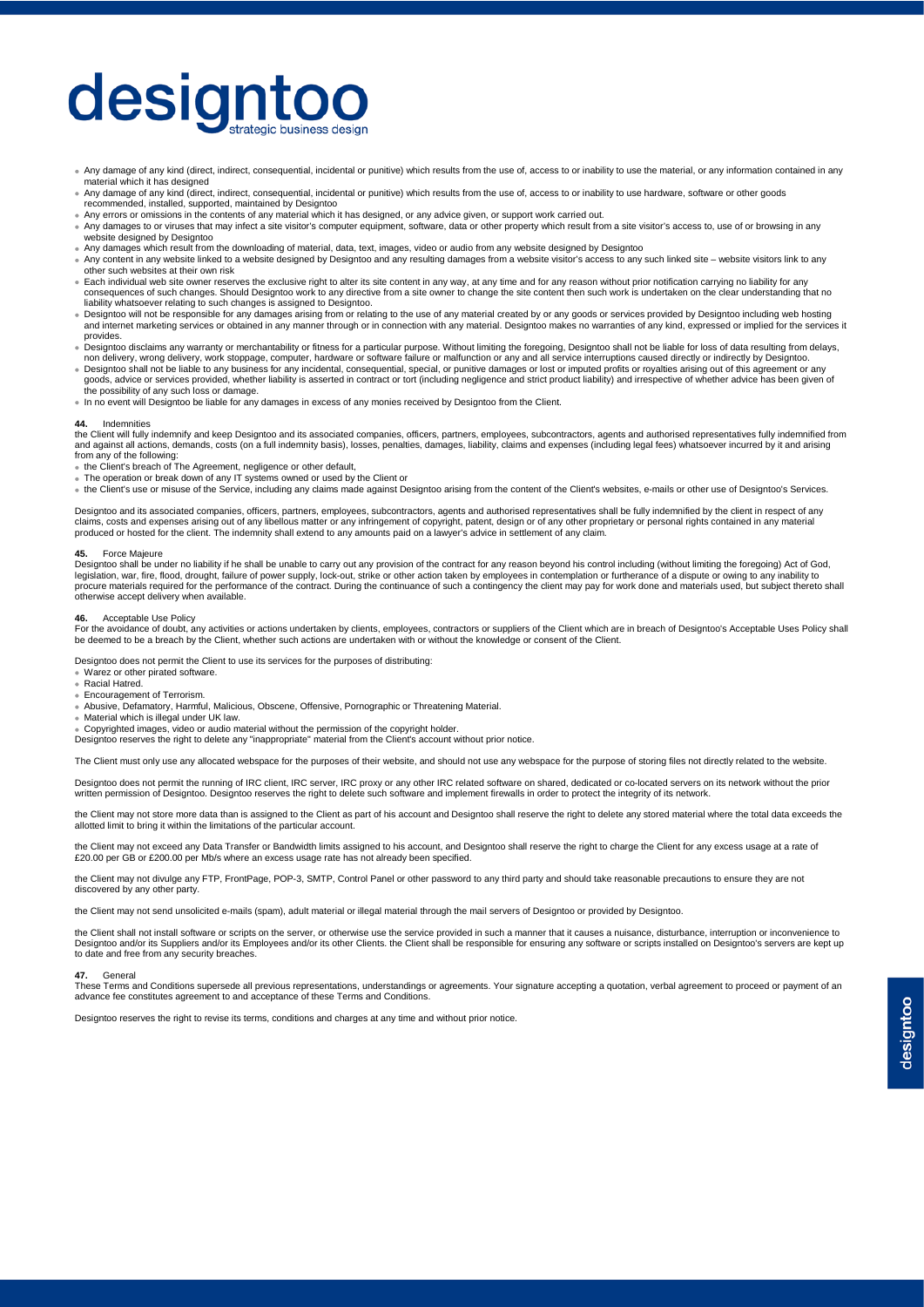- Any damage of any kind (direct, indirect, consequential, incidental or punitive) which results from the use of, access to or inability to use the material, or any information contained in any material which it has designed
- Any damage of any kind (direct, indirect, consequential, incidental or punitive) which results from the use of, access to or inability to use hardware, software or other goods recommended, installed, supported, maintained by Designtoo
- Any errors or omissions in the contents of any material which it has designed, or any advice given, or support work carried out.
- Any damages to or viruses that may infect a site visitor's computer equipment, software, data or other property which result from a site visitor's access to, use of or browsing in any website designed by Designtoo
- Any damages which result from the downloading of material, data, text, images, video or audio from any website designed by Designtoo
- Any content in any website linked to a website designed by Designtoo and any resulting damages from a website visitor's access to any such linked site – website visitors link to any other such websites at their own risk
- Each individual web site owner reserves the exclusive right to alter its site content in any way, at any time and for any reason without prior notification carrying no liability for any consequences of such changes. Should Designtoo work to any directive from a site owner to change the site content then such work is undertaken on the clear understanding that no liability whatsoever relating to such changes is assigned to Designtoo.
- Designtoo will not be responsible for any damages arising from or relating to the use of any material created by or any goods or services provided by Designtoo including web hosting and internet marketing services or obtained in any manner through or in connection with any material. Designtoo makes no warranties of any kind, expressed or implied for the services it provides.
- Designtoo disclaims any warranty or merchantability or fitness for a particular purpose. Without limiting the foregoing, Designtoo shall not be liable for loss of data resulting from delays, non delivery, wrong delivery, work stoppage, computer, hardware or software failure or malfunction or any and all service interruptions caused directly or indirectly by Designtoo.
- Designtoo shall not be liable to any business for any incidental, consequential, special, or punitive damages or lost or imputed profits or royalties arising out of this agreement or any goods, advice or services provided, whether liability is asserted in contract or tort (including negligence and strict product liability) and irrespective of whether advice has been given of the possibility of any such loss or damage.
- In no event will Designtoo be liable for any damages in excess of any monies received by Designtoo from the Client.

**44.** Indemnities

the Client will fully indemnify and keep Designtoo and its associated companies, officers, partners, employees, subcontractors, agents and authorised representatives fully indemnified from and against all actions, demands, costs (on a full indemnity basis), losses, penalties, damages, liability, claims and expenses (including legal fees) whatsoever incurred by it and arising from any of the following:

- the Client's breach of The Agreement, negligence or other default,
- The operation or break down of any IT systems owned or used by the Client or
- the Client's use or misuse of the Service, including any claims made against Designtoo arising from the content of the Client's websites, e-mails or other use of Designtoo's Services.

Designtoo and its associated companies, officers, partners, employees, subcontractors, agents and authorised representatives shall be fully indemnified by the client in respect of any claims, costs and expenses arising out of any libellous matter or any infringement of copyright, patent, design or of any other proprietary or personal rights contained in any material produced or hosted for the client. The indemnity shall extend to any amounts paid on a lawyer's advice in settlement of any claim.

**45.** Force Majeure

Designtoo shall be under no liability if he shall be unable to carry out any provision of the contract for any reason beyond his control including (without limiting the foregoing) Act of God, legislation, war, fire, flood, drought, failure of power supply, lock-out, strike or other action taken by employees in contemplation or furtherance of a dispute or owing to any inability to procure materials required for the performance of the contract. During the continuance of such a contingency the client may pay for work done and materials used, but subject thereto shall otherwise accept delivery when available.

**46.** Acceptable Use Policy

For the avoidance of doubt, any activities or actions undertaken by clients, employees, contractors or suppliers of the Client which are in breach of Designtoo's Acceptable Uses Policy shall be deemed to be a breach by the Client, whether such actions are undertaken with or without the knowledge or consent of the Client.

Designtoo does not permit the Client to use its services for the purposes of distributing:

- Warez or other pirated software.
- Racial Hatred.
- Encouragement of Terrorism.
- Abusive, Defamatory, Harmful, Malicious, Obscene, Offensive, Pornographic or Threatening Material.
- Material which is illegal under UK law.
- Copyrighted images, video or audio material without the permission of the copyright holder.

Designtoo reserves the right to delete any "inappropriate" material from the Client's account without prior notice.

The Client must only use any allocated webspace for the purposes of their website, and should not use any webspace for the purpose of storing files not directly related to the website.

Designtoo does not permit the running of IRC client, IRC server, IRC proxy or any other IRC related software on shared, dedicated or co-located servers on its network without the prior written permission of Designtoo. Designtoo reserves the right to delete such software and implement firewalls in order to protect the integrity of its network.

the Client may not store more data than is assigned to the Client as part of his account and Designtoo shall reserve the right to delete any stored material where the total data exceeds the allotted limit to bring it within the limitations of the particular account.

the Client may not exceed any Data Transfer or Bandwidth limits assigned to his account, and Designtoo shall reserve the right to charge the Client for any excess usage at a rate of £20.00 per GB or £200.00 per Mb/s where an excess usage rate has not already been specified.

the Client may not divulge any FTP, FrontPage, POP-3, SMTP, Control Panel or other password to any third party and should take reasonable precautions to ensure they are not discovered by any other party.

the Client may not send unsolicited e-mails (spam), adult material or illegal material through the mail servers of Designtoo or provided by Designtoo.

the Client shall not install software or scripts on the server, or otherwise use the service provided in such a manner that it causes a nuisance, disturbance, interruption or inconvenience to Designtoo and/or its Suppliers and/or its Employees and/or its other Clients. the Client shall be responsible for ensuring any software or scripts installed on Designtoo's servers are kept up to date and free from any security breaches.

**47.** General

These Terms and Conditions supersede all previous representations, understandings or agreements. Your signature accepting a quotation, verbal agreement to proceed or payment of an advance fee constitutes agreement to and acceptance of these Terms and Conditions.

Designtoo reserves the right to revise its terms, conditions and charges at any time and without prior notice.